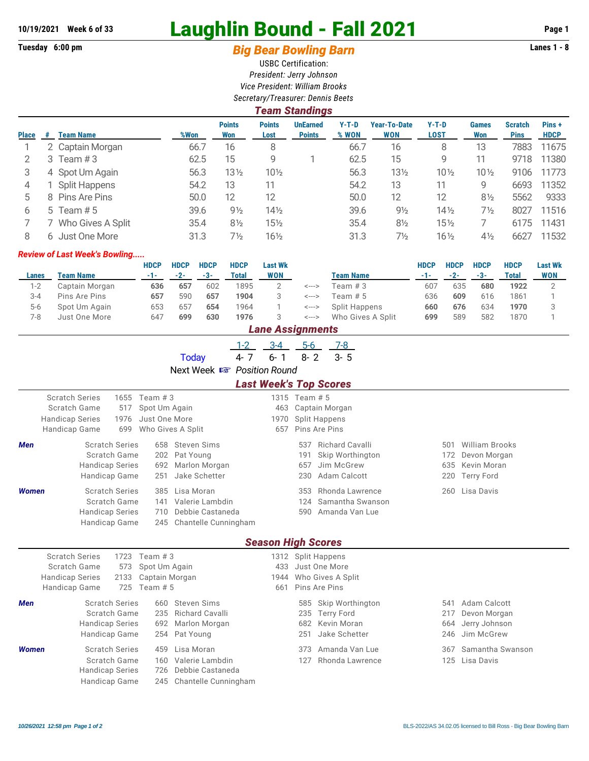10/19/2021 Week 6 of 33

# Laughlin Bound - Fall 2021

Tuesday 6:00 pm — Lanes 1 - 8

## *Big Bear Bowling Barn*

USBC Certification:
*President: Jerry Johnson*
*Vice President: William Brooks*
*Secretary/Treasurer: Dennis Beets*

### *Team Standings*

| Place | # | Team Name | %Won | Points Won | Points Lost | UnEarned Points | Y-T-D % WON | Year-To-Date WON | Y-T-D LOST | Games Won | Scratch Pins | Pins + HDCP |
|---|---|---|---|---|---|---|---|---|---|---|---|---|
| 1 | 2 | Captain Morgan | 66.7 | 16 | 8 | | 66.7 | 16 | 8 | 13 | 7883 | 11675 |
| 2 | 3 | Team # 3 | 62.5 | 15 | 9 | 1 | 62.5 | 15 | 9 | 11 | 9718 | 11380 |
| 3 | 4 | Spot Um Again | 56.3 | 13½ | 10½ | | 56.3 | 13½ | 10½ | 10½ | 9106 | 11773 |
| 4 | 1 | Split Happens | 54.2 | 13 | 11 | | 54.2 | 13 | 11 | 9 | 6693 | 11352 |
| 5 | 8 | Pins Are Pins | 50.0 | 12 | 12 | | 50.0 | 12 | 12 | 8½ | 5562 | 9333 |
| 6 | 5 | Team # 5 | 39.6 | 9½ | 14½ | | 39.6 | 9½ | 14½ | 7½ | 8027 | 11516 |
| 7 | 7 | Who Gives A Split | 35.4 | 8½ | 15½ | | 35.4 | 8½ | 15½ | 7 | 6175 | 11431 |
| 8 | 6 | Just One More | 31.3 | 7½ | 16½ | | 31.3 | 7½ | 16½ | 4½ | 6627 | 11532 |

### *Review of Last Week's Bowling.....*

| Lanes | Team Name | HDCP -1- | HDCP -2- | HDCP -3- | HDCP Total | Last Wk WON | | Team Name | HDCP -1- | HDCP -2- | HDCP -3- | HDCP Total | Last Wk WON |
|---|---|---|---|---|---|---|---|---|---|---|---|---|---|
| 1-2 | Captain Morgan | **636** | **657** | 602 | 1895 | 2 | <---> | Team # 3 | 607 | 635 | **680** | **1922** | 2 |
| 3-4 | Pins Are Pins | **657** | 590 | **657** | **1904** | 3 | <---> | Team # 5 | 636 | **609** | 616 | 1861 | 1 |
| 5-6 | Spot Um Again | 653 | 657 | **654** | 1964 | 1 | <---> | Split Happens | **660** | **676** | 634 | **1970** | 3 |
| 7-8 | Just One More | 647 | **699** | **630** | **1976** | 3 | <---> | Who Gives A Split | **699** | 589 | 582 | 1870 | 1 |

### *Lane Assignments*

| | 1-2 | 3-4 | 5-6 | 7-8 |
|---|---|---|---|---|
| Today | 4- 7 | 6- 1 | 8- 2 | 3- 5 |

Next Week ☞ *Position Round*

### *Last Week's Top Scores*

| | | | | |
|---|---|---|---|---|
| Scratch Series | 1655 | Team # 3 | 1315 | Team # 5 |
| Scratch Game | 517 | Spot Um Again | 463 | Captain Morgan |
| Handicap Series | 1976 | Just One More | 1970 | Split Happens |
| Handicap Game | 699 | Who Gives A Split | 657 | Pins Are Pins |

***Men***

| | | | | | | |
|---|---|---|---|---|---|---|
| Scratch Series | 658 | Steven Sims | 537 | Richard Cavalli | 501 | William Brooks |
| Scratch Game | 202 | Pat Young | 191 | Skip Worthington | 172 | Devon Morgan |
| Handicap Series | 692 | Marlon Morgan | 657 | Jim McGrew | 635 | Kevin Moran |
| Handicap Game | 251 | Jake Schetter | 230 | Adam Calcott | 220 | Terry Ford |

***Women***

| | | | | | | |
|---|---|---|---|---|---|---|
| Scratch Series | 385 | Lisa Moran | 353 | Rhonda Lawrence | 260 | Lisa Davis |
| Scratch Game | 141 | Valerie Lambdin | 124 | Samantha Swanson | | |
| Handicap Series | 710 | Debbie Castaneda | 590 | Amanda Van Lue | | |
| Handicap Game | 245 | Chantelle Cunningham | | | | |

### *Season High Scores*

| | | | | |
|---|---|---|---|---|
| Scratch Series | 1723 | Team # 3 | 1312 | Split Happens |
| Scratch Game | 573 | Spot Um Again | 433 | Just One More |
| Handicap Series | 2133 | Captain Morgan | 1944 | Who Gives A Split |
| Handicap Game | 725 | Team # 5 | 661 | Pins Are Pins |

***Men***

| | | | | | | |
|---|---|---|---|---|---|---|
| Scratch Series | 660 | Steven Sims | 585 | Skip Worthington | 541 | Adam Calcott |
| Scratch Game | 235 | Richard Cavalli | 235 | Terry Ford | 217 | Devon Morgan |
| Handicap Series | 692 | Marlon Morgan | 682 | Kevin Moran | 664 | Jerry Johnson |
| Handicap Game | 254 | Pat Young | 251 | Jake Schetter | 246 | Jim McGrew |

***Women***

| | | | | | | |
|---|---|---|---|---|---|---|
| Scratch Series | 459 | Lisa Moran | 373 | Amanda Van Lue | 367 | Samantha Swanson |
| Scratch Game | 160 | Valerie Lambdin | 127 | Rhonda Lawrence | 125 | Lisa Davis |
| Handicap Series | 726 | Debbie Castaneda | | | | |
| Handicap Game | 245 | Chantelle Cunningham | | | | |

*10/26/2021 12:58 pm* — BLS-2022/AS 34.02.05 licensed to Bill Ross - Big Bear Bowling Barn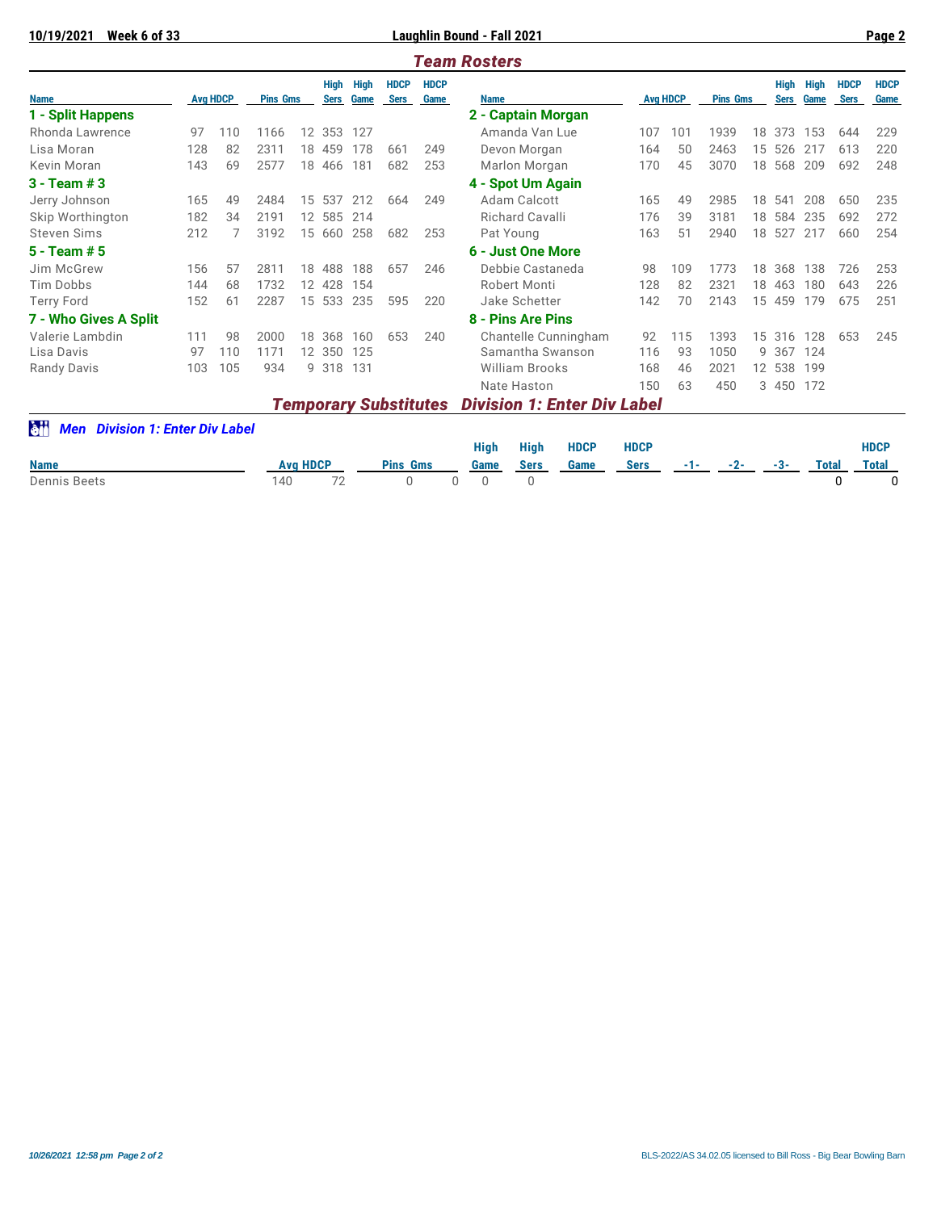## Team Rosters

| Name | Avg | HDCP | Pins | Gms | High Sers | High Game | HDCP Sers | HDCP Game |
|---|---|---|---|---|---|---|---|---|
| **1 - Split Happens** | | | | | | | | |
| Rhonda Lawrence | 97 | 110 | 1166 | 12 | 353 | 127 | | |
| Lisa Moran | 128 | 82 | 2311 | 18 | 459 | 178 | 661 | 249 |
| Kevin Moran | 143 | 69 | 2577 | 18 | 466 | 181 | 682 | 253 |
| **3 - Team # 3** | | | | | | | | |
| Jerry Johnson | 165 | 49 | 2484 | 15 | 537 | 212 | 664 | 249 |
| Skip Worthington | 182 | 34 | 2191 | 12 | 585 | 214 | | |
| Steven Sims | 212 | 7 | 3192 | 15 | 660 | 258 | 682 | 253 |
| **5 - Team # 5** | | | | | | | | |
| Jim McGrew | 156 | 57 | 2811 | 18 | 488 | 188 | 657 | 246 |
| Tim Dobbs | 144 | 68 | 1732 | 12 | 428 | 154 | | |
| Terry Ford | 152 | 61 | 2287 | 15 | 533 | 235 | 595 | 220 |
| **7 - Who Gives A Split** | | | | | | | | |
| Valerie Lambdin | 111 | 98 | 2000 | 18 | 368 | 160 | 653 | 240 |
| Lisa Davis | 97 | 110 | 1171 | 12 | 350 | 125 | | |
| Randy Davis | 103 | 105 | 934 | 9 | 318 | 131 | | |

| Name | Avg | HDCP | Pins | Gms | High Sers | High Game | HDCP Sers | HDCP Game |
|---|---|---|---|---|---|---|---|---|
| **2 - Captain Morgan** | | | | | | | | |
| Amanda Van Lue | 107 | 101 | 1939 | 18 | 373 | 153 | 644 | 229 |
| Devon Morgan | 164 | 50 | 2463 | 15 | 526 | 217 | 613 | 220 |
| Marlon Morgan | 170 | 45 | 3070 | 18 | 568 | 209 | 692 | 248 |
| **4 - Spot Um Again** | | | | | | | | |
| Adam Calcott | 165 | 49 | 2985 | 18 | 541 | 208 | 650 | 235 |
| Richard Cavalli | 176 | 39 | 3181 | 18 | 584 | 235 | 692 | 272 |
| Pat Young | 163 | 51 | 2940 | 18 | 527 | 217 | 660 | 254 |
| **6 - Just One More** | | | | | | | | |
| Debbie Castaneda | 98 | 109 | 1773 | 18 | 368 | 138 | 726 | 253 |
| Robert Monti | 128 | 82 | 2321 | 18 | 463 | 180 | 643 | 226 |
| Jake Schetter | 142 | 70 | 2143 | 15 | 459 | 179 | 675 | 251 |
| **8 - Pins Are Pins** | | | | | | | | |
| Chantelle Cunningham | 92 | 115 | 1393 | 15 | 316 | 128 | 653 | 245 |
| Samantha Swanson | 116 | 93 | 1050 | 9 | 367 | 124 | | |
| William Brooks | 168 | 46 | 2021 | 12 | 538 | 199 | | |
| Nate Haston | 150 | 63 | 450 | 3 | 450 | 172 | | |

## Temporary Substitutes   Division 1: Enter Div Label

### *Men   Division 1: Enter Div Label*

| Name | Avg | HDCP | Pins | Gms | High Game | High Sers | HDCP Game | HDCP Sers | -1- | -2- | -3- | Total | HDCP Total |
|---|---|---|---|---|---|---|---|---|---|---|---|---|---|
| Dennis Beets | 140 | 72 | 0 | 0 | 0 | 0 | | | | | | 0 | 0 |